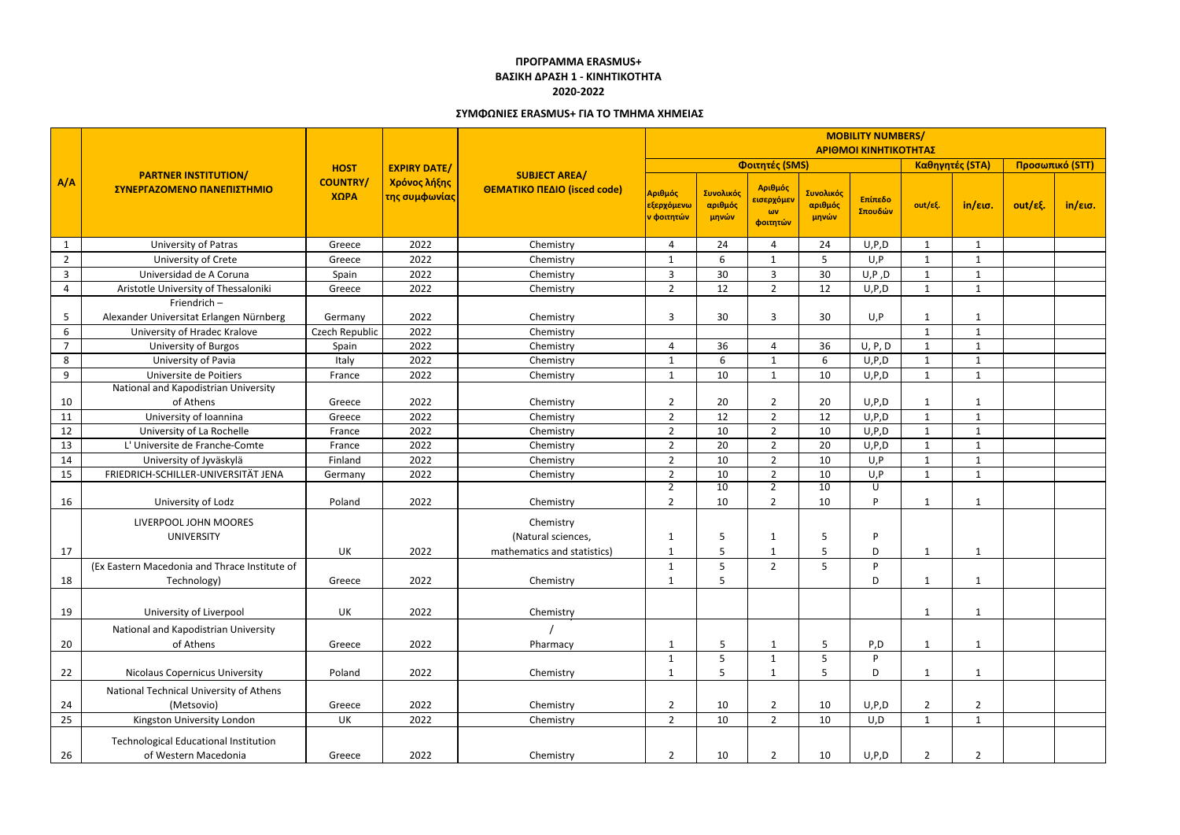**ΠΡΟΓΡΑΜΜΑ ERASMUS+**
**ΒΑΣΙΚΗ ΔΡΑΣΗ 1 - ΚΙΝΗΤΙΚΟΤΗΤΑ**
**2020-2022**

**ΣΥΜΦΩΝΙΕΣ ERASMUS+ ΓΙΑ ΤΟ ΤΜΗΜΑ ΧΗΜΕΙΑΣ**

| A/A | PARTNER INSTITUTION/ ΣΥΝΕΡΓΑΖΟΜΕΝΟ ΠΑΝΕΠΙΣΤΗΜΙΟ | HOST COUNTRY/ ΧΩΡΑ | EXPIRY DATE/ Χρόνος λήξης της συμφωνίας | SUBJECT AREA/ ΘΕΜΑΤΙΚΟ ΠΕΔΙΟ (isced code) | MOBILITY NUMBERS/ ΑΡΙΘΜΟΙ ΚΙΝΗΤΙΚΟΤΗΤΑΣ | | | | | | | | |
|---|---|---|---|---|---|---|---|---|---|---|---|---|---|
| | | | | | Φοιτητές (SMS) | | | | | Καθηγητές (STA) | | Προσωπικό (STT) | |
| | | | | | Αριθμός εξερχόμενων φοιτητών | Συνολικός αριθμός μηνών | Αριθμός εισερχόμενων φοιτητών | Συνολικός αριθμός μηνών | Επίπεδο Σπουδών | out/εξ. | in/εισ. | out/εξ. | in/εισ. |
| 1 | University of Patras | Greece | 2022 | Chemistry | 4 | 24 | 4 | 24 | U,P,D | 1 | 1 | | |
| 2 | University of Crete | Greece | 2022 | Chemistry | 1 | 6 | 1 | 5 | U,P | 1 | 1 | | |
| 3 | Universidad de A Coruna | Spain | 2022 | Chemistry | 3 | 30 | 3 | 30 | U,P ,D | 1 | 1 | | |
| 4 | Aristotle University of Thessaloniki | Greece | 2022 | Chemistry | 2 | 12 | 2 | 12 | U,P,D | 1 | 1 | | |
| 5 | Friendrich – Alexander Universitat Erlangen Nürnberg | Germany | 2022 | Chemistry | 3 | 30 | 3 | 30 | U,P | 1 | 1 | | |
| 6 | University of Hradec Kralove | Czech Republic | 2022 | Chemistry | | | | | | 1 | 1 | | |
| 7 | University of Burgos | Spain | 2022 | Chemistry | 4 | 36 | 4 | 36 | U, P, D | 1 | 1 | | |
| 8 | University of Pavia | Italy | 2022 | Chemistry | 1 | 6 | 1 | 6 | U,P,D | 1 | 1 | | |
| 9 | Universite de Poitiers | France | 2022 | Chemistry | 1 | 10 | 1 | 10 | U,P,D | 1 | 1 | | |
| 10 | National and Kapodistrian University of Athens | Greece | 2022 | Chemistry | 2 | 20 | 2 | 20 | U,P,D | 1 | 1 | | |
| 11 | University of Ioannina | Greece | 2022 | Chemistry | 2 | 12 | 2 | 12 | U,P,D | 1 | 1 | | |
| 12 | University of La Rochelle | France | 2022 | Chemistry | 2 | 10 | 2 | 10 | U,P,D | 1 | 1 | | |
| 13 | L' Universite de Franche-Comte | France | 2022 | Chemistry | 2 | 20 | 2 | 20 | U,P,D | 1 | 1 | | |
| 14 | University of Jyväskylä | Finland | 2022 | Chemistry | 2 | 10 | 2 | 10 | U,P | 1 | 1 | | |
| 15 | FRIEDRICH-SCHILLER-UNIVERSITÄT JENA | Germany | 2022 | Chemistry | 2 | 10 | 2 | 10 | U,P | 1 | 1 | | |
| 16 | University of Lodz | Poland | 2022 | Chemistry | 2<br>2 | 10<br>10 | 2<br>2 | 10<br>10 | U<br>P | 1 | 1 | | |
| 17 | LIVERPOOL JOHN MOORES UNIVERSITY | UK | 2022 | Chemistry (Natural sciences, mathematics and statistics) | 1<br>1 | 5<br>5 | 1<br>1 | 5<br>5 | P<br>D | 1 | 1 | | |
| 18 | (Ex Eastern Macedonia and Thrace Institute of Technology) | Greece | 2022 | Chemistry | 1<br>1 | 5<br>5 | 2 | 5 | P<br>D | 1 | 1 | | |
| 19 | University of Liverpool | UK | 2022 | Chemistry | | | | | | 1 | 1 | | |
| 20 | National and Kapodistrian University of Athens | Greece | 2022 | / Pharmacy | 1 | 5 | 1 | 5 | P,D | 1 | 1 | | |
| 22 | Nicolaus Copernicus University | Poland | 2022 | Chemistry | 1<br>1 | 5<br>5 | 1<br>1 | 5<br>5 | P<br>D | 1 | 1 | | |
| 24 | National Technical University of Athens (Metsovio) | Greece | 2022 | Chemistry | 2 | 10 | 2 | 10 | U,P,D | 2 | 2 | | |
| 25 | Kingston University London | UK | 2022 | Chemistry | 2 | 10 | 2 | 10 | U,D | 1 | 1 | | |
| 26 | Technological Educational Institution of Western Macedonia | Greece | 2022 | Chemistry | 2 | 10 | 2 | 10 | U,P,D | 2 | 2 | | |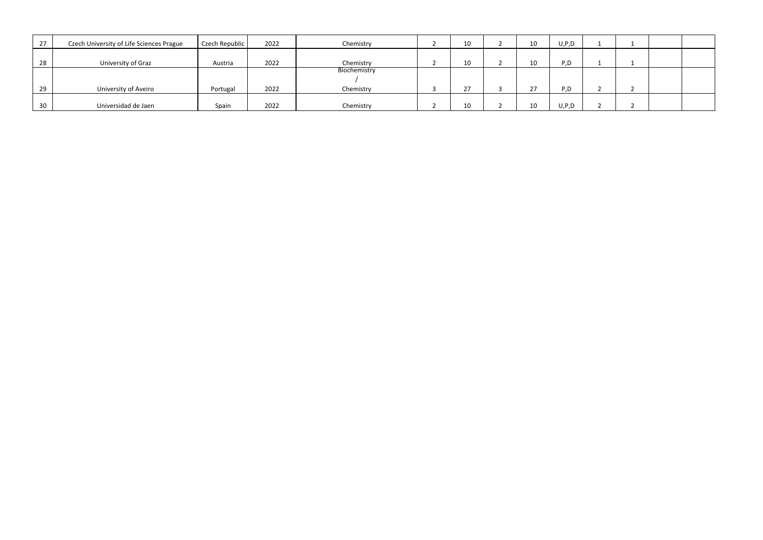| | | | | | | | | | | | | | |
|---|---|---|---|---|---|---|---|---|---|---|---|---|---|
| 27 | Czech University of Life Sciences Prague | Czech Republic | 2022 | Chemistry | 2 | 10 | 2 | 10 | U,P,D | 1 | 1 | | |
| 28 | University of Graz | Austria | 2022 | Chemistry | 2 | 10 | 2 | 10 | P,D | 1 | 1 | | |
| 29 | University of Aveiro | Portugal | 2022 | Biochemistry / Chemistry | 3 | 27 | 3 | 27 | P,D | 2 | 2 | | |
| 30 | Universidad de Jaen | Spain | 2022 | Chemistry | 2 | 10 | 2 | 10 | U,P,D | 2 | 2 | | |